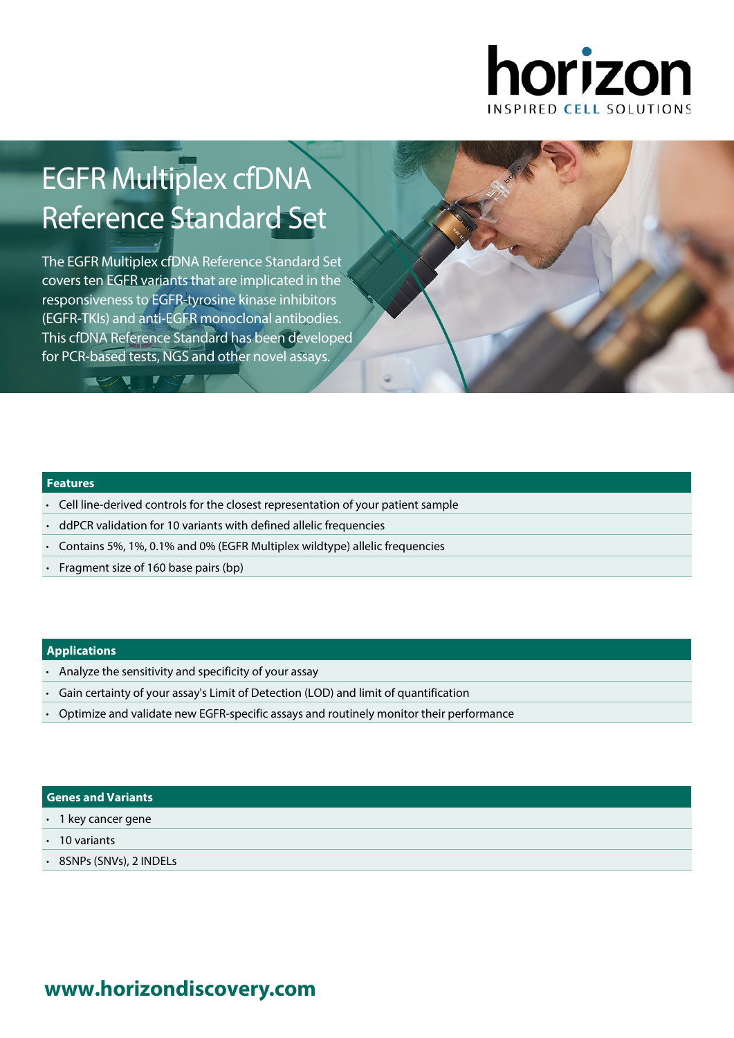horizon
INSPIRED CELL SOLUTIONS

# EGFR Multiplex cfDNA Reference Standard Set

The EGFR Multiplex cfDNA Reference Standard Set covers ten EGFR variants that are implicated in the responsiveness to EGFR-tyrosine kinase inhibitors (EGFR-TKIs) and anti-EGFR monoclonal antibodies. This cfDNA Reference Standard has been developed for PCR-based tests, NGS and other novel assays.

## Features

- Cell line-derived controls for the closest representation of your patient sample
- ddPCR validation for 10 variants with defined allelic frequencies
- Contains 5%, 1%, 0.1% and 0% (EGFR Multiplex wildtype) allelic frequencies
- Fragment size of 160 base pairs (bp)

## Applications

- Analyze the sensitivity and specificity of your assay
- Gain certainty of your assay's Limit of Detection (LOD) and limit of quantification
- Optimize and validate new EGFR-specific assays and routinely monitor their performance

## Genes and Variants

- 1 key cancer gene
- 10 variants
- 8SNPs (SNVs), 2 INDELs

**www.horizondiscovery.com**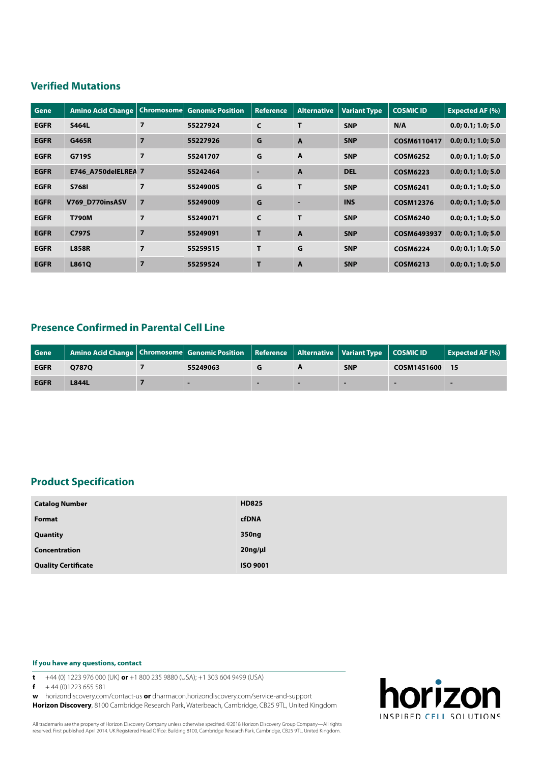## Verified Mutations

| Gene | Amino Acid Change | Chromosome | Genomic Position | Reference | Alternative | Variant Type | COSMIC ID | Expected AF (%) |
|---|---|---|---|---|---|---|---|---|
| EGFR | S464L | 7 | 55227924 | C | T | SNP | N/A | 0.0; 0.1; 1.0; 5.0 |
| EGFR | G465R | 7 | 55227926 | G | A | SNP | COSM6110417 | 0.0; 0.1; 1.0; 5.0 |
| EGFR | G719S | 7 | 55241707 | G | A | SNP | COSM6252 | 0.0; 0.1; 1.0; 5.0 |
| EGFR | E746_A750delELREA | 7 | 55242464 | - | A | DEL | COSM6223 | 0.0; 0.1; 1.0; 5.0 |
| EGFR | S768I | 7 | 55249005 | G | T | SNP | COSM6241 | 0.0; 0.1; 1.0; 5.0 |
| EGFR | V769_D770insASV | 7 | 55249009 | G | - | INS | COSM12376 | 0.0; 0.1; 1.0; 5.0 |
| EGFR | T790M | 7 | 55249071 | C | T | SNP | COSM6240 | 0.0; 0.1; 1.0; 5.0 |
| EGFR | C797S | 7 | 55249091 | T | A | SNP | COSM6493937 | 0.0; 0.1; 1.0; 5.0 |
| EGFR | L858R | 7 | 55259515 | T | G | SNP | COSM6224 | 0.0; 0.1; 1.0; 5.0 |
| EGFR | L861Q | 7 | 55259524 | T | A | SNP | COSM6213 | 0.0; 0.1; 1.0; 5.0 |

## Presence Confirmed in Parental Cell Line

| Gene | Amino Acid Change | Chromosome | Genomic Position | Reference | Alternative | Variant Type | COSMIC ID | Expected AF (%) |
|---|---|---|---|---|---|---|---|---|
| EGFR | Q787Q | 7 | 55249063 | G | A | SNP | COSM1451600 | 15 |
| EGFR | L844L | 7 | - | - | - | - | - | - |

## Product Specification

| | |
|---|---|
| **Catalog Number** | **HD825** |
| **Format** | **cfDNA** |
| **Quantity** | **350ng** |
| **Concentration** | **20ng/µl** |
| **Quality Certificate** | **ISO 9001** |

**If you have any questions, contact**

**t** +44 (0) 1223 976 000 (UK) **or** +1 800 235 9880 (USA); +1 303 604 9499 (USA)

**f** + 44 (0)1223 655 581

**w** horizondiscovery.com/contact-us **or** dharmacon.horizondiscovery.com/service-and-support

**Horizon Discovery**, 8100 Cambridge Research Park, Waterbeach, Cambridge, CB25 9TL, United Kingdom

horizon INSPIRED CELL SOLUTIONS

All trademarks are the property of Horizon Discovery Company unless otherwise specified. ©2018 Horizon Discovery Group Company—All rights reserved. First published April 2014. UK Registered Head Office: Building 8100, Cambridge Research Park, Cambridge, CB25 9TL, United Kingdom.